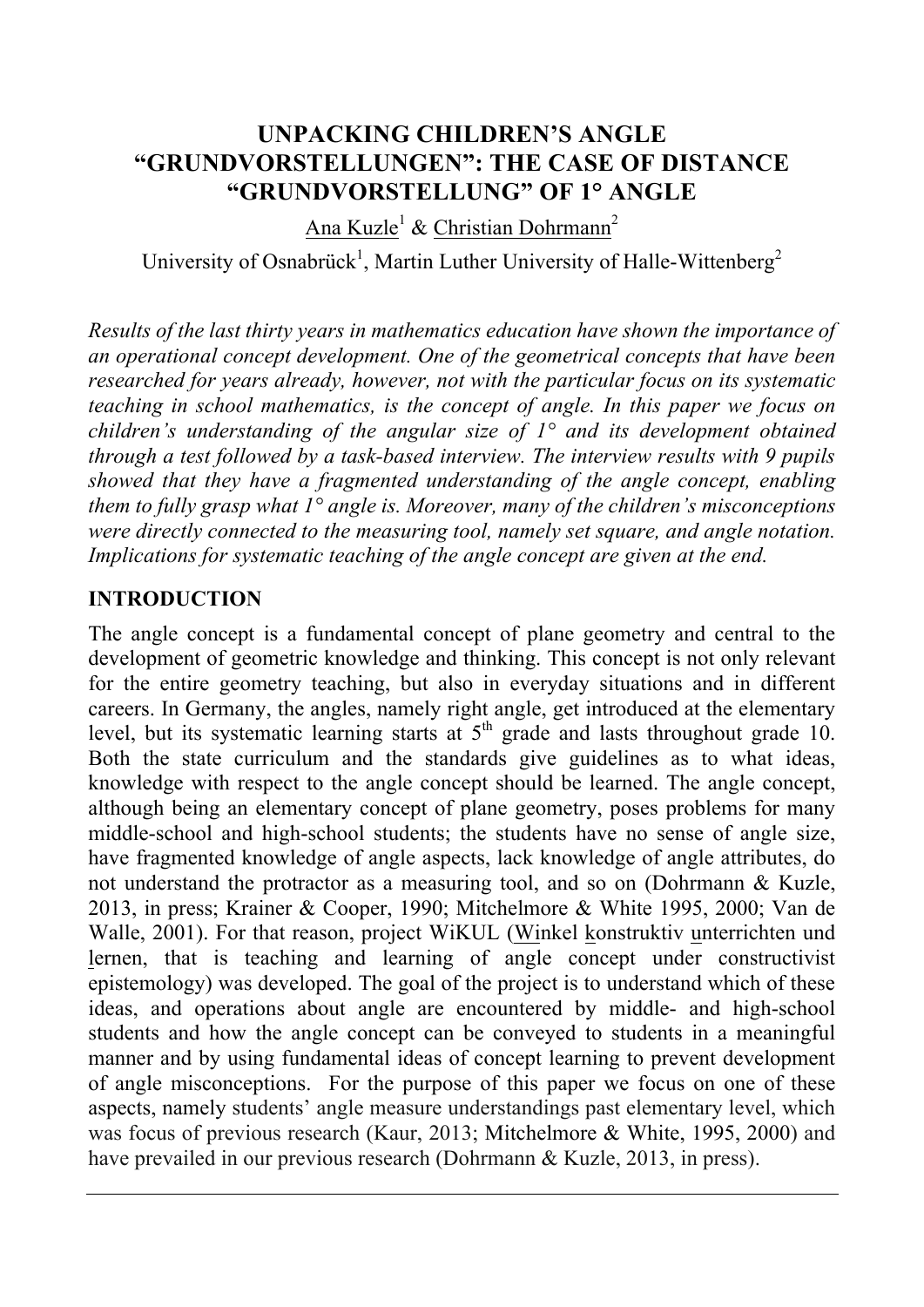# UNPACKING CHILDREN'S ANGLE "GRUNDVORSTELLUNGEN": THE CASE OF DISTANCE "GRUNDVORSTELLUNG" OF 1° ANGLE

Ana Kuzle[1] & Christian Dohrmann[2]

University of Osnabrück[1], Martin Luther University of Halle-Wittenberg[2]

*Results of the last thirty years in mathematics education have shown the importance of an operational concept development. One of the geometrical concepts that have been researched for years already, however, not with the particular focus on its systematic teaching in school mathematics, is the concept of angle. In this paper we focus on children's understanding of the angular size of 1° and its development obtained through a test followed by a task-based interview. The interview results with 9 pupils showed that they have a fragmented understanding of the angle concept, enabling them to fully grasp what 1° angle is. Moreover, many of the children's misconceptions were directly connected to the measuring tool, namely set square, and angle notation. Implications for systematic teaching of the angle concept are given at the end.*

## INTRODUCTION

The angle concept is a fundamental concept of plane geometry and central to the development of geometric knowledge and thinking. This concept is not only relevant for the entire geometry teaching, but also in everyday situations and in different careers. In Germany, the angles, namely right angle, get introduced at the elementary level, but its systematic learning starts at 5th grade and lasts throughout grade 10. Both the state curriculum and the standards give guidelines as to what ideas, knowledge with respect to the angle concept should be learned. The angle concept, although being an elementary concept of plane geometry, poses problems for many middle-school and high-school students; the students have no sense of angle size, have fragmented knowledge of angle aspects, lack knowledge of angle attributes, do not understand the protractor as a measuring tool, and so on (Dohrmann & Kuzle, 2013, in press; Krainer & Cooper, 1990; Mitchelmore & White 1995, 2000; Van de Walle, 2001). For that reason, project WiKUL (Winkel konstruktiv unterrichten und lernen, that is teaching and learning of angle concept under constructivist epistemology) was developed. The goal of the project is to understand which of these ideas, and operations about angle are encountered by middle- and high-school students and how the angle concept can be conveyed to students in a meaningful manner and by using fundamental ideas of concept learning to prevent development of angle misconceptions. For the purpose of this paper we focus on one of these aspects, namely students' angle measure understandings past elementary level, which was focus of previous research (Kaur, 2013; Mitchelmore & White, 1995, 2000) and have prevailed in our previous research (Dohrmann & Kuzle, 2013, in press).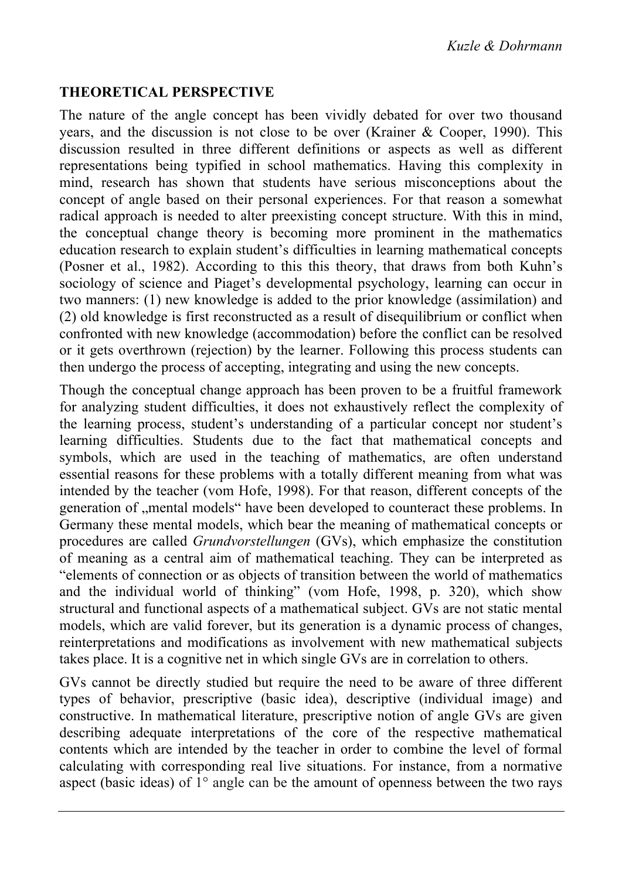## THEORETICAL PERSPECTIVE

The nature of the angle concept has been vividly debated for over two thousand years, and the discussion is not close to be over (Krainer & Cooper, 1990). This discussion resulted in three different definitions or aspects as well as different representations being typified in school mathematics. Having this complexity in mind, research has shown that students have serious misconceptions about the concept of angle based on their personal experiences. For that reason a somewhat radical approach is needed to alter preexisting concept structure. With this in mind, the conceptual change theory is becoming more prominent in the mathematics education research to explain student's difficulties in learning mathematical concepts (Posner et al., 1982). According to this this theory, that draws from both Kuhn's sociology of science and Piaget's developmental psychology, learning can occur in two manners: (1) new knowledge is added to the prior knowledge (assimilation) and (2) old knowledge is first reconstructed as a result of disequilibrium or conflict when confronted with new knowledge (accommodation) before the conflict can be resolved or it gets overthrown (rejection) by the learner. Following this process students can then undergo the process of accepting, integrating and using the new concepts.

Though the conceptual change approach has been proven to be a fruitful framework for analyzing student difficulties, it does not exhaustively reflect the complexity of the learning process, student's understanding of a particular concept nor student's learning difficulties. Students due to the fact that mathematical concepts and symbols, which are used in the teaching of mathematics, are often understand essential reasons for these problems with a totally different meaning from what was intended by the teacher (vom Hofe, 1998). For that reason, different concepts of the generation of „mental models" have been developed to counteract these problems. In Germany these mental models, which bear the meaning of mathematical concepts or procedures are called *Grundvorstellungen* (GVs), which emphasize the constitution of meaning as a central aim of mathematical teaching. They can be interpreted as "elements of connection or as objects of transition between the world of mathematics and the individual world of thinking" (vom Hofe, 1998, p. 320), which show structural and functional aspects of a mathematical subject. GVs are not static mental models, which are valid forever, but its generation is a dynamic process of changes, reinterpretations and modifications as involvement with new mathematical subjects takes place. It is a cognitive net in which single GVs are in correlation to others.

GVs cannot be directly studied but require the need to be aware of three different types of behavior, prescriptive (basic idea), descriptive (individual image) and constructive. In mathematical literature, prescriptive notion of angle GVs are given describing adequate interpretations of the core of the respective mathematical contents which are intended by the teacher in order to combine the level of formal calculating with corresponding real live situations. For instance, from a normative aspect (basic ideas) of 1° angle can be the amount of openness between the two rays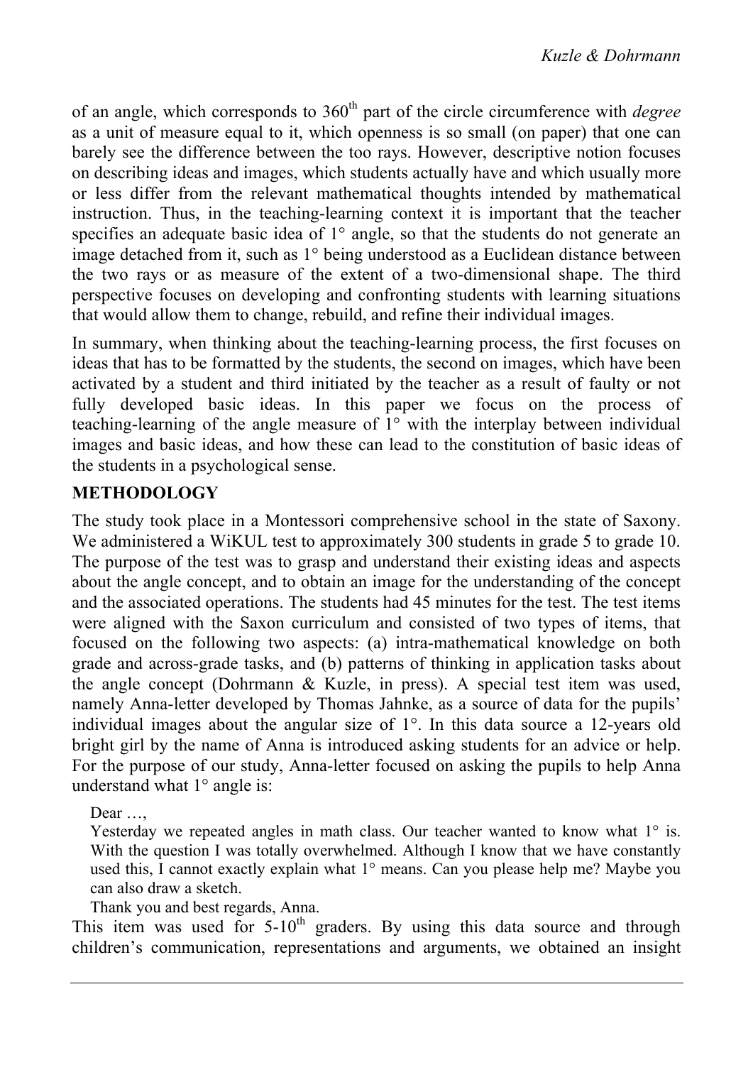of an angle, which corresponds to 360th part of the circle circumference with *degree* as a unit of measure equal to it, which openness is so small (on paper) that one can barely see the difference between the too rays. However, descriptive notion focuses on describing ideas and images, which students actually have and which usually more or less differ from the relevant mathematical thoughts intended by mathematical instruction. Thus, in the teaching-learning context it is important that the teacher specifies an adequate basic idea of 1° angle, so that the students do not generate an image detached from it, such as 1° being understood as a Euclidean distance between the two rays or as measure of the extent of a two-dimensional shape. The third perspective focuses on developing and confronting students with learning situations that would allow them to change, rebuild, and refine their individual images.

In summary, when thinking about the teaching-learning process, the first focuses on ideas that has to be formatted by the students, the second on images, which have been activated by a student and third initiated by the teacher as a result of faulty or not fully developed basic ideas. In this paper we focus on the process of teaching-learning of the angle measure of 1° with the interplay between individual images and basic ideas, and how these can lead to the constitution of basic ideas of the students in a psychological sense.

## METHODOLOGY

The study took place in a Montessori comprehensive school in the state of Saxony. We administered a WiKUL test to approximately 300 students in grade 5 to grade 10. The purpose of the test was to grasp and understand their existing ideas and aspects about the angle concept, and to obtain an image for the understanding of the concept and the associated operations. The students had 45 minutes for the test. The test items were aligned with the Saxon curriculum and consisted of two types of items, that focused on the following two aspects: (a) intra-mathematical knowledge on both grade and across-grade tasks, and (b) patterns of thinking in application tasks about the angle concept (Dohrmann & Kuzle, in press). A special test item was used, namely Anna-letter developed by Thomas Jahnke, as a source of data for the pupils' individual images about the angular size of 1°. In this data source a 12-years old bright girl by the name of Anna is introduced asking students for an advice or help. For the purpose of our study, Anna-letter focused on asking the pupils to help Anna understand what 1° angle is:

> Dear …,
>
> Yesterday we repeated angles in math class. Our teacher wanted to know what 1° is. With the question I was totally overwhelmed. Although I know that we have constantly used this, I cannot exactly explain what 1° means. Can you please help me? Maybe you can also draw a sketch.
>
> Thank you and best regards, Anna.

This item was used for 5-10th graders. By using this data source and through children's communication, representations and arguments, we obtained an insight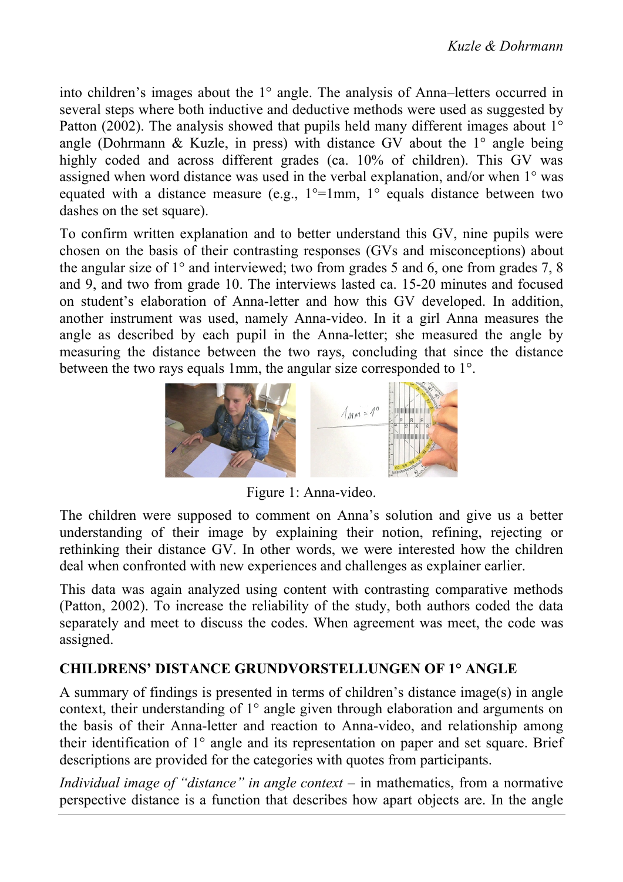into children's images about the 1° angle. The analysis of Anna–letters occurred in several steps where both inductive and deductive methods were used as suggested by Patton (2002). The analysis showed that pupils held many different images about 1° angle (Dohrmann & Kuzle, in press) with distance GV about the 1° angle being highly coded and across different grades (ca. 10% of children). This GV was assigned when word distance was used in the verbal explanation, and/or when 1° was equated with a distance measure (e.g., 1°=1mm, 1° equals distance between two dashes on the set square).

To confirm written explanation and to better understand this GV, nine pupils were chosen on the basis of their contrasting responses (GVs and misconceptions) about the angular size of 1° and interviewed; two from grades 5 and 6, one from grades 7, 8 and 9, and two from grade 10. The interviews lasted ca. 15-20 minutes and focused on student's elaboration of Anna-letter and how this GV developed. In addition, another instrument was used, namely Anna-video. In it a girl Anna measures the angle as described by each pupil in the Anna-letter; she measured the angle by measuring the distance between the two rays, concluding that since the distance between the two rays equals 1mm, the angular size corresponded to 1°.

Figure 1: Anna-video.

The children were supposed to comment on Anna's solution and give us a better understanding of their image by explaining their notion, refining, rejecting or rethinking their distance GV. In other words, we were interested how the children deal when confronted with new experiences and challenges as explainer earlier.

This data was again analyzed using content with contrasting comparative methods (Patton, 2002). To increase the reliability of the study, both authors coded the data separately and meet to discuss the codes. When agreement was meet, the code was assigned.

## CHILDRENS' DISTANCE GRUNDVORSTELLUNGEN OF 1° ANGLE

A summary of findings is presented in terms of children's distance image(s) in angle context, their understanding of 1° angle given through elaboration and arguments on the basis of their Anna-letter and reaction to Anna-video, and relationship among their identification of 1° angle and its representation on paper and set square. Brief descriptions are provided for the categories with quotes from participants.

*Individual image of "distance" in angle context* – in mathematics, from a normative perspective distance is a function that describes how apart objects are. In the angle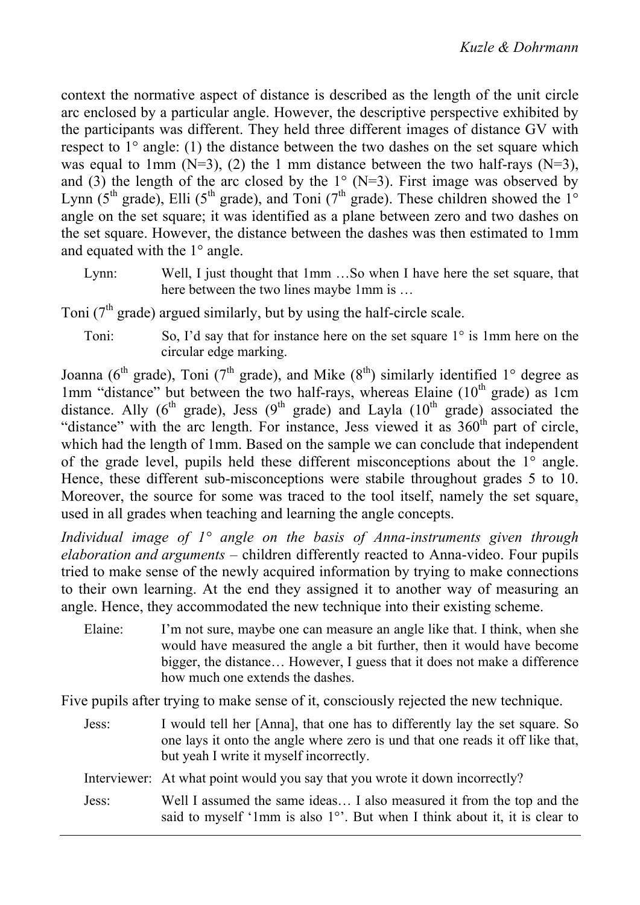context the normative aspect of distance is described as the length of the unit circle arc enclosed by a particular angle. However, the descriptive perspective exhibited by the participants was different. They held three different images of distance GV with respect to 1° angle: (1) the distance between the two dashes on the set square which was equal to 1mm (N=3), (2) the 1 mm distance between the two half-rays (N=3), and (3) the length of the arc closed by the 1° (N=3). First image was observed by Lynn (5th grade), Elli (5th grade), and Toni (7th grade). These children showed the 1° angle on the set square; it was identified as a plane between zero and two dashes on the set square. However, the distance between the dashes was then estimated to 1mm and equated with the 1° angle.

> Lynn: Well, I just thought that 1mm …So when I have here the set square, that here between the two lines maybe 1mm is …

Toni (7th grade) argued similarly, but by using the half-circle scale.

> Toni: So, I'd say that for instance here on the set square 1° is 1mm here on the circular edge marking.

Joanna (6th grade), Toni (7th grade), and Mike (8th) similarly identified 1° degree as 1mm "distance" but between the two half-rays, whereas Elaine (10th grade) as 1cm distance. Ally (6th grade), Jess (9th grade) and Layla (10th grade) associated the "distance" with the arc length. For instance, Jess viewed it as 360th part of circle, which had the length of 1mm. Based on the sample we can conclude that independent of the grade level, pupils held these different misconceptions about the 1° angle. Hence, these different sub-misconceptions were stabile throughout grades 5 to 10. Moreover, the source for some was traced to the tool itself, namely the set square, used in all grades when teaching and learning the angle concepts.

*Individual image of 1° angle on the basis of Anna-instruments given through elaboration and arguments* – children differently reacted to Anna-video. Four pupils tried to make sense of the newly acquired information by trying to make connections to their own learning. At the end they assigned it to another way of measuring an angle. Hence, they accommodated the new technique into their existing scheme.

> Elaine: I'm not sure, maybe one can measure an angle like that. I think, when she would have measured the angle a bit further, then it would have become bigger, the distance… However, I guess that it does not make a difference how much one extends the dashes.

Five pupils after trying to make sense of it, consciously rejected the new technique.

> Jess: I would tell her [Anna], that one has to differently lay the set square. So one lays it onto the angle where zero is und that one reads it off like that, but yeah I write it myself incorrectly.
>
> Interviewer: At what point would you say that you wrote it down incorrectly?
>
> Jess: Well I assumed the same ideas… I also measured it from the top and the said to myself '1mm is also 1°'. But when I think about it, it is clear to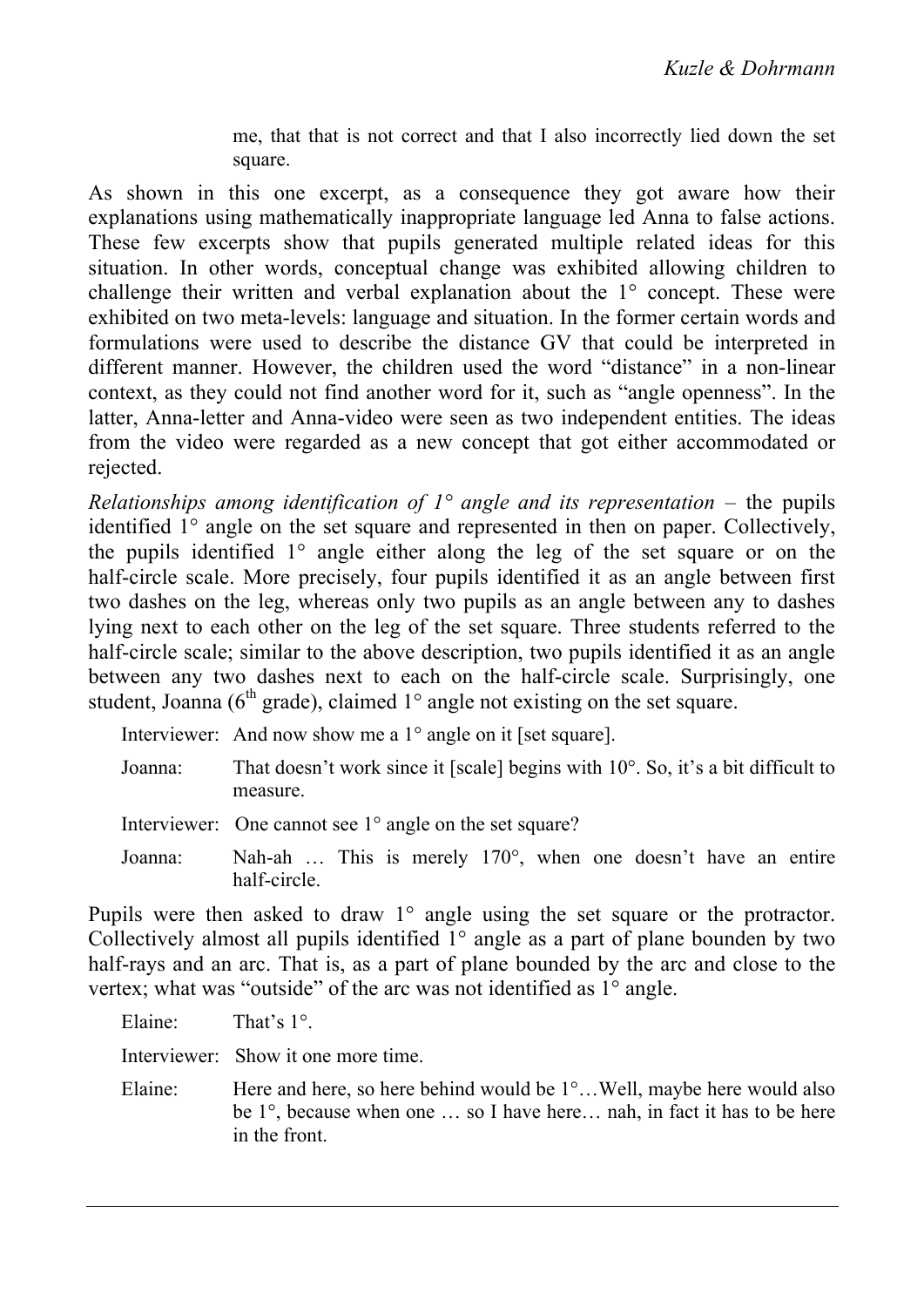me, that that is not correct and that I also incorrectly lied down the set square.

As shown in this one excerpt, as a consequence they got aware how their explanations using mathematically inappropriate language led Anna to false actions. These few excerpts show that pupils generated multiple related ideas for this situation. In other words, conceptual change was exhibited allowing children to challenge their written and verbal explanation about the 1° concept. These were exhibited on two meta-levels: language and situation. In the former certain words and formulations were used to describe the distance GV that could be interpreted in different manner. However, the children used the word "distance" in a non-linear context, as they could not find another word for it, such as "angle openness". In the latter, Anna-letter and Anna-video were seen as two independent entities. The ideas from the video were regarded as a new concept that got either accommodated or rejected.

*Relationships among identification of 1° angle and its representation* – the pupils identified 1° angle on the set square and represented in then on paper. Collectively, the pupils identified 1° angle either along the leg of the set square or on the half-circle scale. More precisely, four pupils identified it as an angle between first two dashes on the leg, whereas only two pupils as an angle between any to dashes lying next to each other on the leg of the set square. Three students referred to the half-circle scale; similar to the above description, two pupils identified it as an angle between any two dashes next to each on the half-circle scale. Surprisingly, one student, Joanna (6th grade), claimed 1° angle not existing on the set square.

Interviewer: And now show me a 1° angle on it [set square].

Joanna: That doesn't work since it [scale] begins with 10°. So, it's a bit difficult to measure.

Interviewer: One cannot see 1° angle on the set square?

Joanna: Nah-ah … This is merely 170°, when one doesn't have an entire half-circle.

Pupils were then asked to draw 1° angle using the set square or the protractor. Collectively almost all pupils identified 1° angle as a part of plane bounden by two half-rays and an arc. That is, as a part of plane bounded by the arc and close to the vertex; what was "outside" of the arc was not identified as 1° angle.

Elaine: That's 1°.

Interviewer: Show it one more time.

Elaine: Here and here, so here behind would be 1°…Well, maybe here would also be 1°, because when one … so I have here… nah, in fact it has to be here in the front.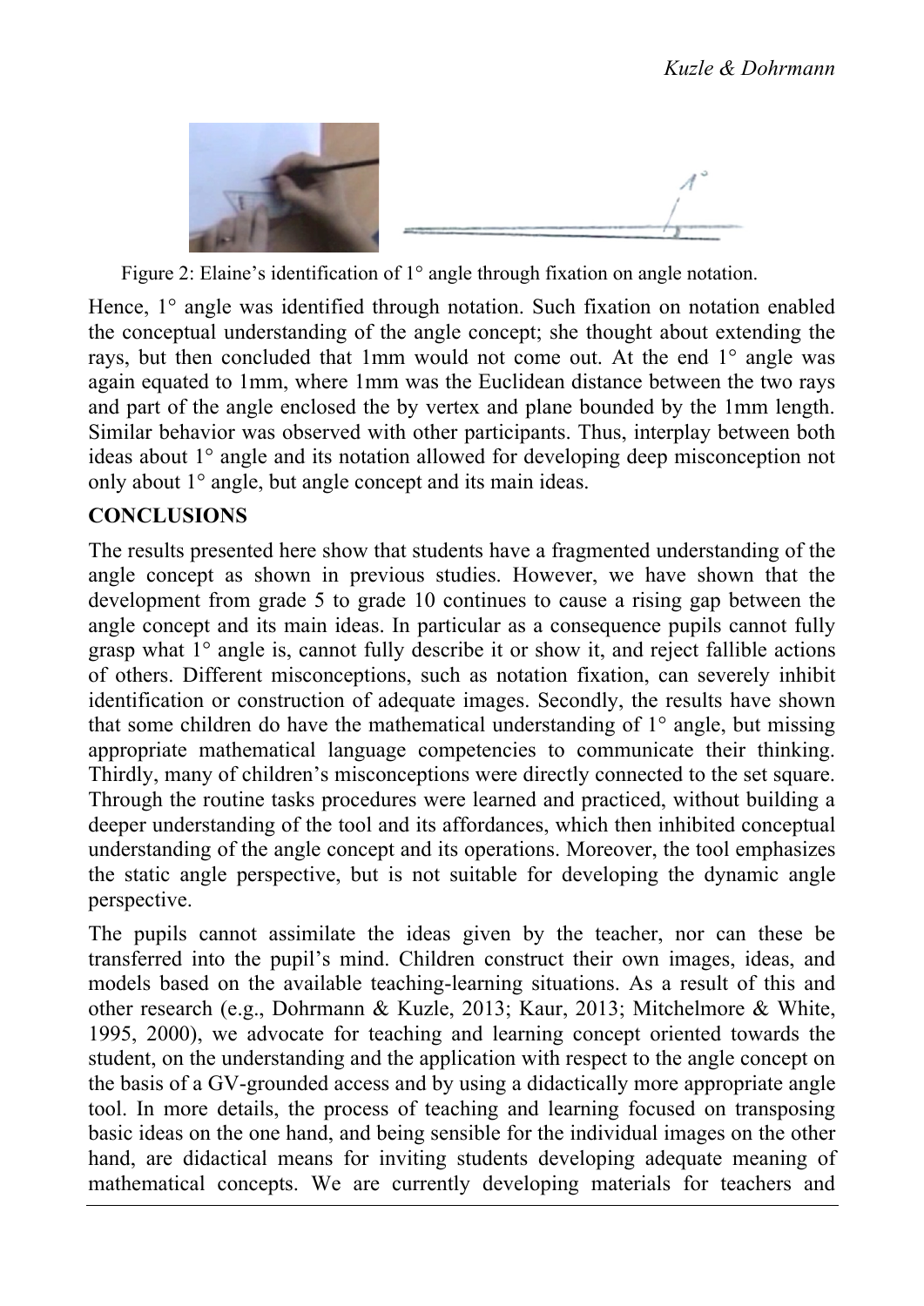Figure 2: Elaine's identification of 1° angle through fixation on angle notation.

Hence, 1° angle was identified through notation. Such fixation on notation enabled the conceptual understanding of the angle concept; she thought about extending the rays, but then concluded that 1mm would not come out. At the end 1° angle was again equated to 1mm, where 1mm was the Euclidean distance between the two rays and part of the angle enclosed the by vertex and plane bounded by the 1mm length. Similar behavior was observed with other participants. Thus, interplay between both ideas about 1° angle and its notation allowed for developing deep misconception not only about 1° angle, but angle concept and its main ideas.

## CONCLUSIONS

The results presented here show that students have a fragmented understanding of the angle concept as shown in previous studies. However, we have shown that the development from grade 5 to grade 10 continues to cause a rising gap between the angle concept and its main ideas. In particular as a consequence pupils cannot fully grasp what 1° angle is, cannot fully describe it or show it, and reject fallible actions of others. Different misconceptions, such as notation fixation, can severely inhibit identification or construction of adequate images. Secondly, the results have shown that some children do have the mathematical understanding of 1° angle, but missing appropriate mathematical language competencies to communicate their thinking. Thirdly, many of children's misconceptions were directly connected to the set square. Through the routine tasks procedures were learned and practiced, without building a deeper understanding of the tool and its affordances, which then inhibited conceptual understanding of the angle concept and its operations. Moreover, the tool emphasizes the static angle perspective, but is not suitable for developing the dynamic angle perspective.

The pupils cannot assimilate the ideas given by the teacher, nor can these be transferred into the pupil's mind. Children construct their own images, ideas, and models based on the available teaching-learning situations. As a result of this and other research (e.g., Dohrmann & Kuzle, 2013; Kaur, 2013; Mitchelmore & White, 1995, 2000), we advocate for teaching and learning concept oriented towards the student, on the understanding and the application with respect to the angle concept on the basis of a GV-grounded access and by using a didactically more appropriate angle tool. In more details, the process of teaching and learning focused on transposing basic ideas on the one hand, and being sensible for the individual images on the other hand, are didactical means for inviting students developing adequate meaning of mathematical concepts. We are currently developing materials for teachers and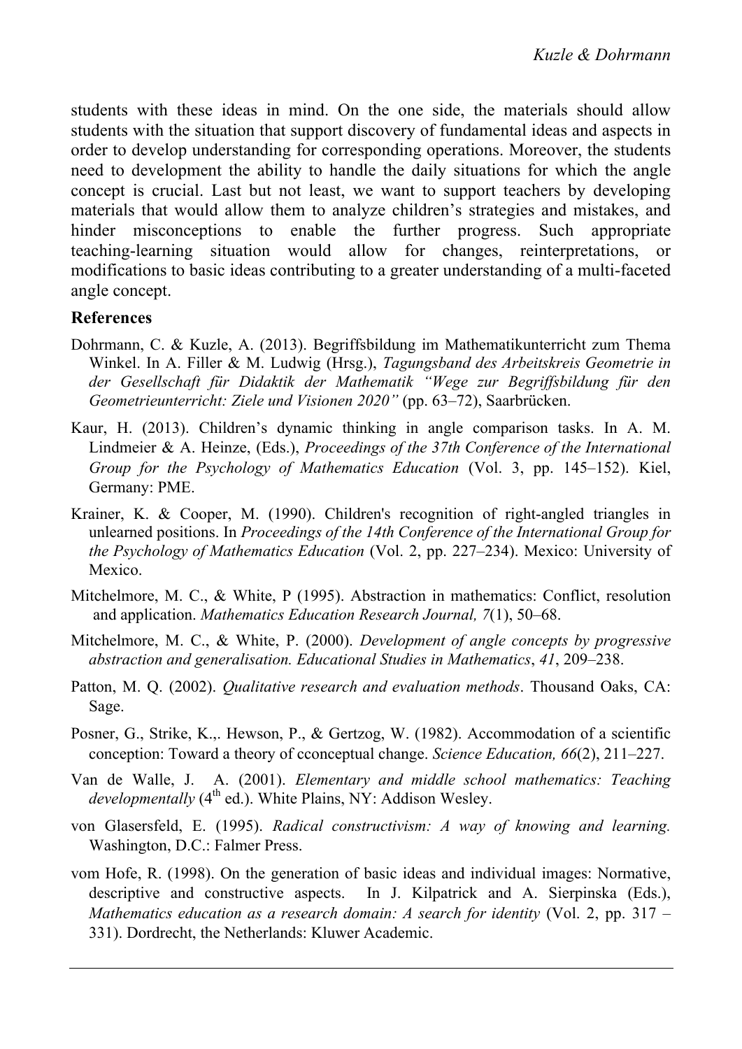students with these ideas in mind. On the one side, the materials should allow students with the situation that support discovery of fundamental ideas and aspects in order to develop understanding for corresponding operations. Moreover, the students need to development the ability to handle the daily situations for which the angle concept is crucial. Last but not least, we want to support teachers by developing materials that would allow them to analyze children's strategies and mistakes, and hinder misconceptions to enable the further progress. Such appropriate teaching-learning situation would allow for changes, reinterpretations, or modifications to basic ideas contributing to a greater understanding of a multi-faceted angle concept.

## References

Dohrmann, C. & Kuzle, A. (2013). Begriffsbildung im Mathematikunterricht zum Thema Winkel. In A. Filler & M. Ludwig (Hrsg.), *Tagungsband des Arbeitskreis Geometrie in der Gesellschaft für Didaktik der Mathematik "Wege zur Begriffsbildung für den Geometrieunterricht: Ziele und Visionen 2020"* (pp. 63–72), Saarbrücken.

Kaur, H. (2013). Children's dynamic thinking in angle comparison tasks. In A. M. Lindmeier & A. Heinze, (Eds.), *Proceedings of the 37th Conference of the International Group for the Psychology of Mathematics Education* (Vol. 3, pp. 145–152). Kiel, Germany: PME.

Krainer, K. & Cooper, M. (1990). Children's recognition of right-angled triangles in unlearned positions. In *Proceedings of the 14th Conference of the International Group for the Psychology of Mathematics Education* (Vol. 2, pp. 227–234). Mexico: University of Mexico.

Mitchelmore, M. C., & White, P (1995). Abstraction in mathematics: Conflict, resolution and application. *Mathematics Education Research Journal, 7*(1), 50–68.

Mitchelmore, M. C., & White, P. (2000). *Development of angle concepts by progressive abstraction and generalisation. Educational Studies in Mathematics*, *41*, 209–238.

Patton, M. Q. (2002). *Qualitative research and evaluation methods*. Thousand Oaks, CA: Sage.

Posner, G., Strike, K.,. Hewson, P., & Gertzog, W. (1982). Accommodation of a scientific conception: Toward a theory of cconceptual change. *Science Education, 66*(2), 211–227.

Van de Walle, J. A. (2001). *Elementary and middle school mathematics: Teaching developmentally* (4th ed.). White Plains, NY: Addison Wesley.

von Glasersfeld, E. (1995). *Radical constructivism: A way of knowing and learning.* Washington, D.C.: Falmer Press.

vom Hofe, R. (1998). On the generation of basic ideas and individual images: Normative, descriptive and constructive aspects. In J. Kilpatrick and A. Sierpinska (Eds.), *Mathematics education as a research domain: A search for identity* (Vol. 2, pp. 317 – 331). Dordrecht, the Netherlands: Kluwer Academic.